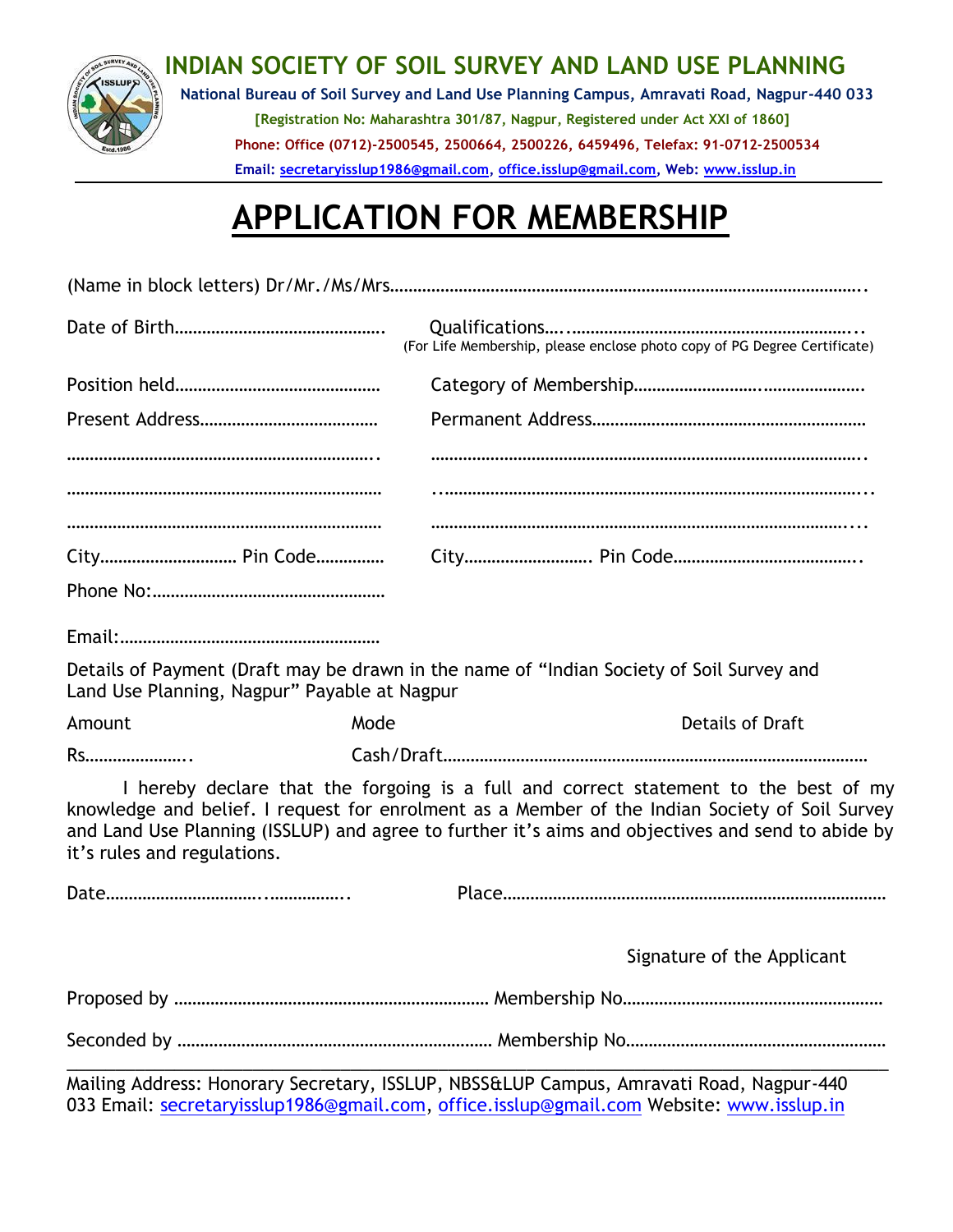# INDIAN SOCIETY OF SOIL SURVEY AND LAND USE PLANNING

**National Bureau of Soil Survey and Land Use Planning Campus, Amravati Road, Nagpur-440 033**

**[Registration No: Maharashtra 301/87, Nagpur, Registered under Act XXI of 1860]**

**Phone: Office (0712)-2500545, 2500664, 2500226, 6459496, Telefax: 91-0712-2500534**

**Email: secretaryisslup1986@gmail.com, office.isslup@gmail.com, Web: www.isslup.in**

# APPLICATION FOR MEMBERSHIP

(Name in block letters) Dr/Mr./Ms/Mrs……………………………………………………………………………………………….

Date of Birth………………………………………. Qualifications…..……………………………………………………...
(For Life Membership, please enclose photo copy of PG Degree Certificate)

Position held……………………………………… Category of Membership…………………………..………………….

Present Address………………………………… Permanent Address……………………………………………………

……………………………………………………………. ……………………………………………………………………………….

……………………………………………………………… ..……………………………………………………………………………...

……………………………………………………………… ……………………………………………………………………………....

City………………………… Pin Code………….. City………………………. Pin Code…………………………………..

Phone No:……………………………………………

Email:…………………………………………………

Details of Payment (Draft may be drawn in the name of "Indian Society of Soil Survey and Land Use Planning, Nagpur" Payable at Nagpur

| Amount | Mode | Details of Draft |
|---|---|---|
| Rs………………….. | Cash/Draft…………………………………………………………………………………… | |

I hereby declare that the forgoing is a full and correct statement to the best of my knowledge and belief. I request for enrolment as a Member of the Indian Society of Soil Survey and Land Use Planning (ISSLUP) and agree to further it's aims and objectives and send to abide by it's rules and regulations.

Date…………………………..……………. Place…………………………………………………………………………

Signature of the Applicant

Proposed by …………………………………………………………… Membership No…………………………………………………

Seconded by …………………………………………………………… Membership No…………………………………………………

---

Mailing Address: Honorary Secretary, ISSLUP, NBSS&LUP Campus, Amravati Road, Nagpur-440 033 Email: secretaryisslup1986@gmail.com, office.isslup@gmail.com Website: www.isslup.in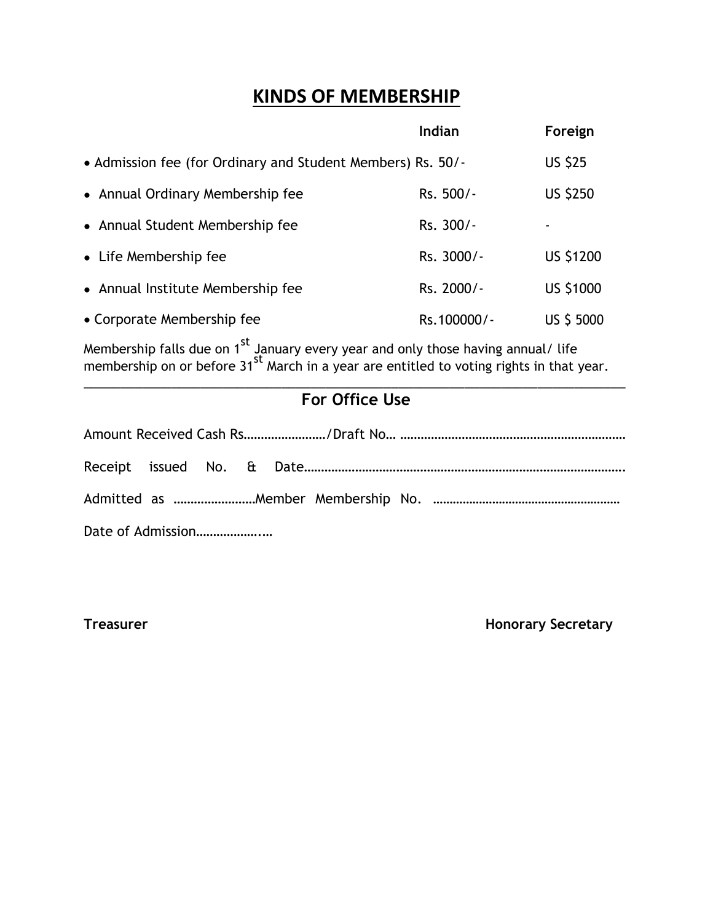# KINDS OF MEMBERSHIP

| | Indian | Foreign |
|---|---|---|
| • Admission fee (for Ordinary and Student Members) | Rs. 50/- | US $25 |
| • Annual Ordinary Membership fee | Rs. 500/- | US $250 |
| • Annual Student Membership fee | Rs. 300/- | - |
| • Life Membership fee | Rs. 3000/- | US $1200 |
| • Annual Institute Membership fee | Rs. 2000/- | US $1000 |
| • Corporate Membership fee | Rs.100000/- | US $ 5000 |

Membership falls due on 1st January every year and only those having annual/ life membership on or before 31st March in a year are entitled to voting rights in that year.

---

## For Office Use

Amount Received Cash Rs……………………/Draft No… …………………………………………………………

Receipt issued No. & Date…………………………………………………………………………………

Admitted as ……………………Member Membership No. …………………………………………………

Date of Admission………………..…

**Treasurer** **Honorary Secretary**